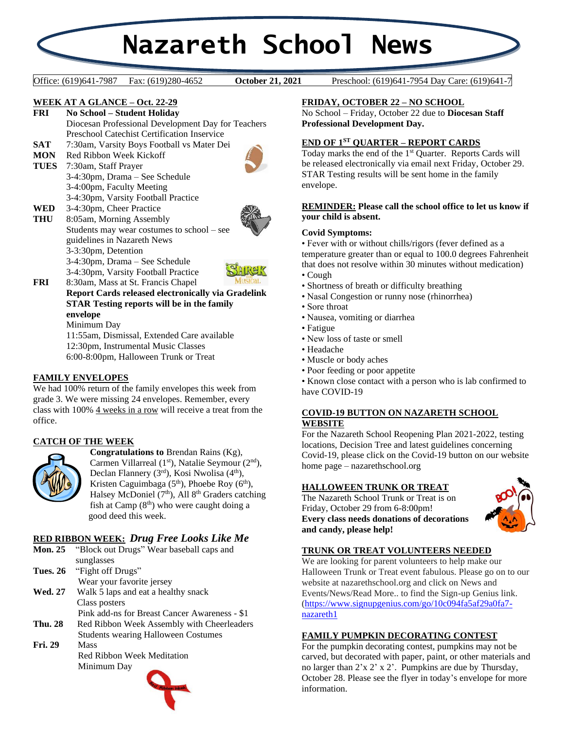# Nazareth School News

Office: (619)641-7987 Fax: (619)280-4652 **October 21, 2021** Preschool: (619)641-7954 Day Care: (619)641-7

## WEEK AT A GLANCE – Oct. 22-29

**FRI** **No School – Student Holiday**
Diocesan Professional Development Day for Teachers
Preschool Catechist Certification Inservice

**SAT** 7:30am, Varsity Boys Football vs Mater Dei

**MON** Red Ribbon Week Kickoff

**TUES** 7:30am, Staff Prayer
3-4:30pm, Drama – See Schedule
3-4:00pm, Faculty Meeting
3-4:30pm, Varsity Football Practice

**WED** 3-4:30pm, Cheer Practice

**THU** 8:05am, Morning Assembly
Students may wear costumes to school – see guidelines in Nazareth News
3-3:30pm, Detention
3-4:30pm, Drama – See Schedule
3-4:30pm, Varsity Football Practice

**FRI** 8:30am, Mass at St. Francis Chapel
**Report Cards released electronically via Gradelink**
**STAR Testing reports will be in the family envelope**
Minimum Day
11:55am, Dismissal, Extended Care available
12:30pm, Instrumental Music Classes
6:00-8:00pm, Halloween Trunk or Treat

## FAMILY ENVELOPES

We had 100% return of the family envelopes this week from grade 3. We were missing 24 envelopes. Remember, every class with 100% 4 weeks in a row will receive a treat from the office.

## CATCH OF THE WEEK

**Congratulations to** Brendan Rains (Kg), Carmen Villarreal (1st), Natalie Seymour (2nd), Declan Flannery (3rd), Kosi Nwolisa (4th), Kristen Caguimbaga (5th), Phoebe Roy (6th), Halsey McDoniel (7th), All 8th Graders catching fish at Camp (8th) who were caught doing a good deed this week.

## RED RIBBON WEEK: *Drug Free Looks Like Me*

**Mon. 25** "Block out Drugs" Wear baseball caps and sunglasses

**Tues. 26** "Fight off Drugs"
Wear your favorite jersey

**Wed. 27** Walk 5 laps and eat a healthy snack
Class posters
Pink add-ns for Breast Cancer Awareness - $1

**Thu. 28** Red Ribbon Week Assembly with Cheerleaders
Students wearing Halloween Costumes

**Fri. 29** Mass
Red Ribbon Week Meditation
Minimum Day

## FRIDAY, OCTOBER 22 – NO SCHOOL

No School – Friday, October 22 due to **Diocesan Staff Professional Development Day.**

## END OF 1ST QUARTER – REPORT CARDS

Today marks the end of the 1st Quarter. Reports Cards will be released electronically via email next Friday, October 29. STAR Testing results will be sent home in the family envelope.

**REMINDER: Please call the school office to let us know if your child is absent.**

**Covid Symptoms:**

- Fever with or without chills/rigors (fever defined as a temperature greater than or equal to 100.0 degrees Fahrenheit that does not resolve within 30 minutes without medication)
- Cough
- Shortness of breath or difficulty breathing
- Nasal Congestion or runny nose (rhinorrhea)
- Sore throat
- Nausea, vomiting or diarrhea
- Fatigue
- New loss of taste or smell
- Headache
- Muscle or body aches
- Poor feeding or poor appetite
- Known close contact with a person who is lab confirmed to have COVID-19

## COVID-19 BUTTON ON NAZARETH SCHOOL WEBSITE

For the Nazareth School Reopening Plan 2021-2022, testing locations, Decision Tree and latest guidelines concerning Covid-19, please click on the Covid-19 button on our website home page – nazarethschool.org

## HALLOWEEN TRUNK OR TREAT

The Nazareth School Trunk or Treat is on Friday, October 29 from 6-8:00pm! **Every class needs donations of decorations and candy, please help!**

## TRUNK OR TREAT VOLUNTEERS NEEDED

We are looking for parent volunteers to help make our Halloween Trunk or Treat event fabulous. Please go on to our website at nazarethschool.org and click on News and Events/News/Read More.. to find the Sign-up Genius link. (https://www.signupgenius.com/go/10c094fa5af29a0fa7-nazareth1

## FAMILY PUMPKIN DECORATING CONTEST

For the pumpkin decorating contest, pumpkins may not be carved, but decorated with paper, paint, or other materials and no larger than 2'x 2' x 2'. Pumpkins are due by Thursday, October 28. Please see the flyer in today's envelope for more information.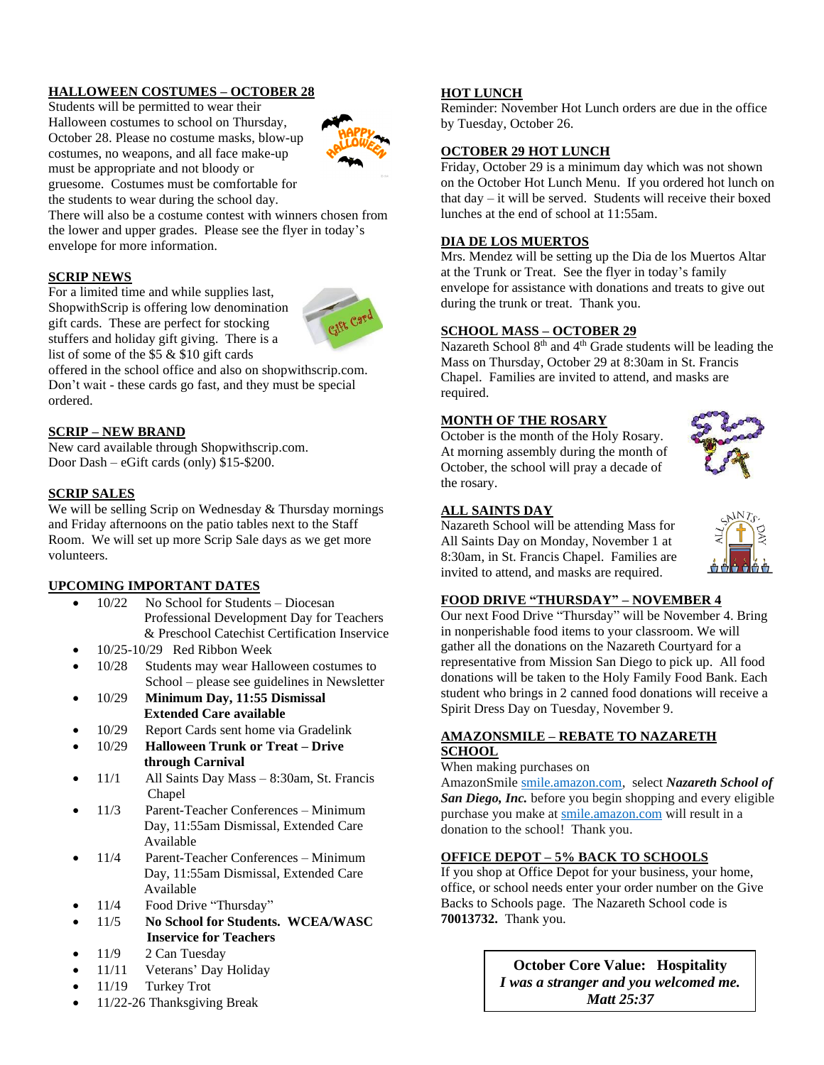## HALLOWEEN COSTUMES – OCTOBER 28

Students will be permitted to wear their Halloween costumes to school on Thursday, October 28. Please no costume masks, blow-up costumes, no weapons, and all face make-up must be appropriate and not bloody or gruesome. Costumes must be comfortable for the students to wear during the school day. There will also be a costume contest with winners chosen from the lower and upper grades. Please see the flyer in today's envelope for more information.

## SCRIP NEWS

For a limited time and while supplies last, ShopwithScrip is offering low denomination gift cards. These are perfect for stocking stuffers and holiday gift giving. There is a list of some of the $5 & $10 gift cards offered in the school office and also on shopwithscrip.com. Don't wait - these cards go fast, and they must be special ordered.

## SCRIP – NEW BRAND

New card available through Shopwithscrip.com.
Door Dash – eGift cards (only) $15-$200.

## SCRIP SALES

We will be selling Scrip on Wednesday & Thursday mornings and Friday afternoons on the patio tables next to the Staff Room. We will set up more Scrip Sale days as we get more volunteers.

## UPCOMING IMPORTANT DATES

- 10/22 No School for Students – Diocesan Professional Development Day for Teachers & Preschool Catechist Certification Inservice
- 10/25-10/29 Red Ribbon Week
- 10/28 Students may wear Halloween costumes to School – please see guidelines in Newsletter
- 10/29 **Minimum Day, 11:55 Dismissal Extended Care available**
- 10/29 Report Cards sent home via Gradelink
- 10/29 **Halloween Trunk or Treat – Drive through Carnival**
- 11/1 All Saints Day Mass – 8:30am, St. Francis Chapel
- 11/3 Parent-Teacher Conferences – Minimum Day, 11:55am Dismissal, Extended Care Available
- 11/4 Parent-Teacher Conferences – Minimum Day, 11:55am Dismissal, Extended Care Available
- 11/4 Food Drive "Thursday"
- 11/5 **No School for Students. WCEA/WASC Inservice for Teachers**
- 11/9 2 Can Tuesday
- 11/11 Veterans' Day Holiday
- 11/19 Turkey Trot
- 11/22-26 Thanksgiving Break

## HOT LUNCH

Reminder: November Hot Lunch orders are due in the office by Tuesday, October 26.

## OCTOBER 29 HOT LUNCH

Friday, October 29 is a minimum day which was not shown on the October Hot Lunch Menu. If you ordered hot lunch on that day – it will be served. Students will receive their boxed lunches at the end of school at 11:55am.

## DIA DE LOS MUERTOS

Mrs. Mendez will be setting up the Dia de los Muertos Altar at the Trunk or Treat. See the flyer in today's family envelope for assistance with donations and treats to give out during the trunk or treat. Thank you.

## SCHOOL MASS – OCTOBER 29

Nazareth School 8th and 4th Grade students will be leading the Mass on Thursday, October 29 at 8:30am in St. Francis Chapel. Families are invited to attend, and masks are required.

## MONTH OF THE ROSARY

October is the month of the Holy Rosary. At morning assembly during the month of October, the school will pray a decade of the rosary.

## ALL SAINTS DAY

Nazareth School will be attending Mass for All Saints Day on Monday, November 1 at 8:30am, in St. Francis Chapel. Families are invited to attend, and masks are required.

## FOOD DRIVE "THURSDAY" – NOVEMBER 4

Our next Food Drive "Thursday" will be November 4. Bring in nonperishable food items to your classroom. We will gather all the donations on the Nazareth Courtyard for a representative from Mission San Diego to pick up. All food donations will be taken to the Holy Family Food Bank. Each student who brings in 2 canned food donations will receive a Spirit Dress Day on Tuesday, November 9.

## AMAZONSMILE – REBATE TO NAZARETH SCHOOL

When making purchases on AmazonSmile smile.amazon.com, select ***Nazareth School of San Diego, Inc.*** before you begin shopping and every eligible purchase you make at smile.amazon.com will result in a donation to the school! Thank you.

## OFFICE DEPOT – 5% BACK TO SCHOOLS

If you shop at Office Depot for your business, your home, office, or school needs enter your order number on the Give Backs to Schools page. The Nazareth School code is **70013732.** Thank you.

**October Core Value: Hospitality**
***I was a stranger and you welcomed me.***
***Matt 25:37***